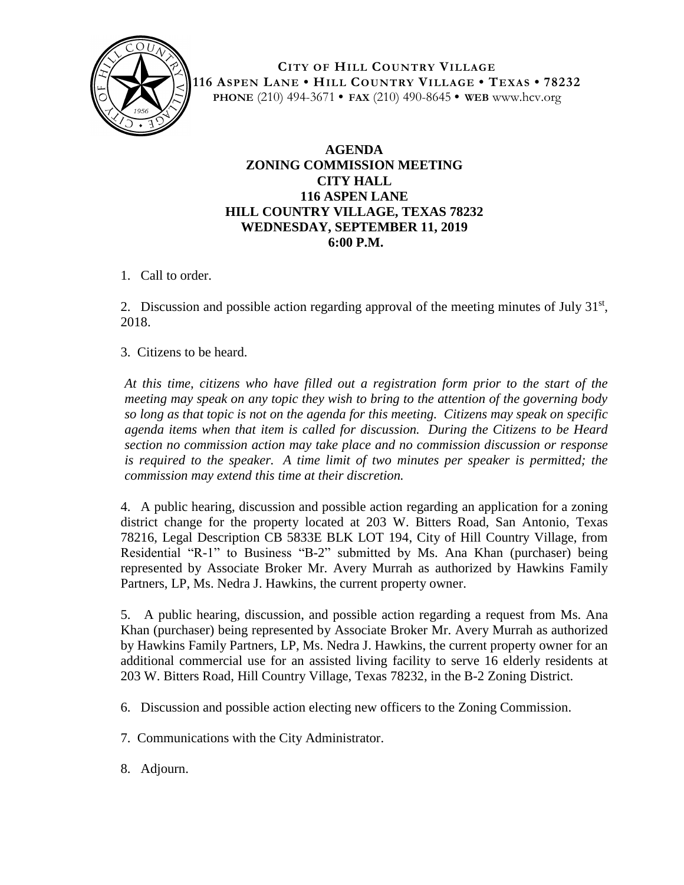**CITY OF HILL COUNTRY VILLAGE**
**116 ASPEN LANE • HILL COUNTRY VILLAGE • TEXAS • 78232**
**PHONE** (210) 494-3671 • **FAX** (210) 490-8645 • **WEB** www.hcv.org

# AGENDA
## ZONING COMMISSION MEETING
## CITY HALL
## 116 ASPEN LANE
## HILL COUNTRY VILLAGE, TEXAS 78232
## WEDNESDAY, SEPTEMBER 11, 2019
## 6:00 P.M.

1. Call to order.

2. Discussion and possible action regarding approval of the meeting minutes of July 31st, 2018.

3. Citizens to be heard.

*At this time, citizens who have filled out a registration form prior to the start of the meeting may speak on any topic they wish to bring to the attention of the governing body so long as that topic is not on the agenda for this meeting. Citizens may speak on specific agenda items when that item is called for discussion. During the Citizens to be Heard section no commission action may take place and no commission discussion or response is required to the speaker. A time limit of two minutes per speaker is permitted; the commission may extend this time at their discretion.*

4. A public hearing, discussion and possible action regarding an application for a zoning district change for the property located at 203 W. Bitters Road, San Antonio, Texas 78216, Legal Description CB 5833E BLK LOT 194, City of Hill Country Village, from Residential "R-1" to Business "B-2" submitted by Ms. Ana Khan (purchaser) being represented by Associate Broker Mr. Avery Murrah as authorized by Hawkins Family Partners, LP, Ms. Nedra J. Hawkins, the current property owner.

5. A public hearing, discussion, and possible action regarding a request from Ms. Ana Khan (purchaser) being represented by Associate Broker Mr. Avery Murrah as authorized by Hawkins Family Partners, LP, Ms. Nedra J. Hawkins, the current property owner for an additional commercial use for an assisted living facility to serve 16 elderly residents at 203 W. Bitters Road, Hill Country Village, Texas 78232, in the B-2 Zoning District.

6. Discussion and possible action electing new officers to the Zoning Commission.

7. Communications with the City Administrator.

8. Adjourn.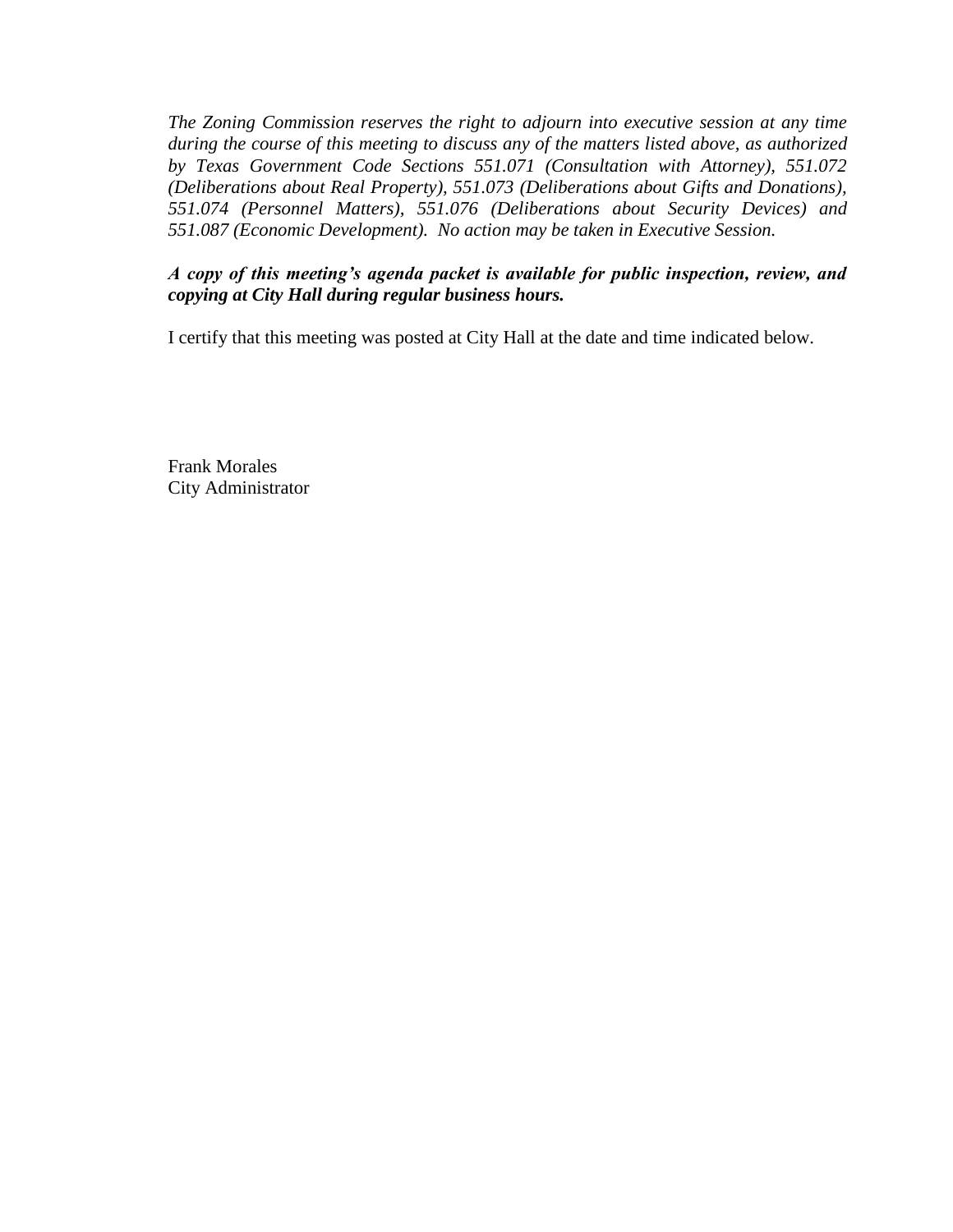*The Zoning Commission reserves the right to adjourn into executive session at any time during the course of this meeting to discuss any of the matters listed above, as authorized by Texas Government Code Sections 551.071 (Consultation with Attorney), 551.072 (Deliberations about Real Property), 551.073 (Deliberations about Gifts and Donations), 551.074 (Personnel Matters), 551.076 (Deliberations about Security Devices) and 551.087 (Economic Development). No action may be taken in Executive Session.*

***A copy of this meeting's agenda packet is available for public inspection, review, and copying at City Hall during regular business hours.***

I certify that this meeting was posted at City Hall at the date and time indicated below.

Frank Morales
City Administrator